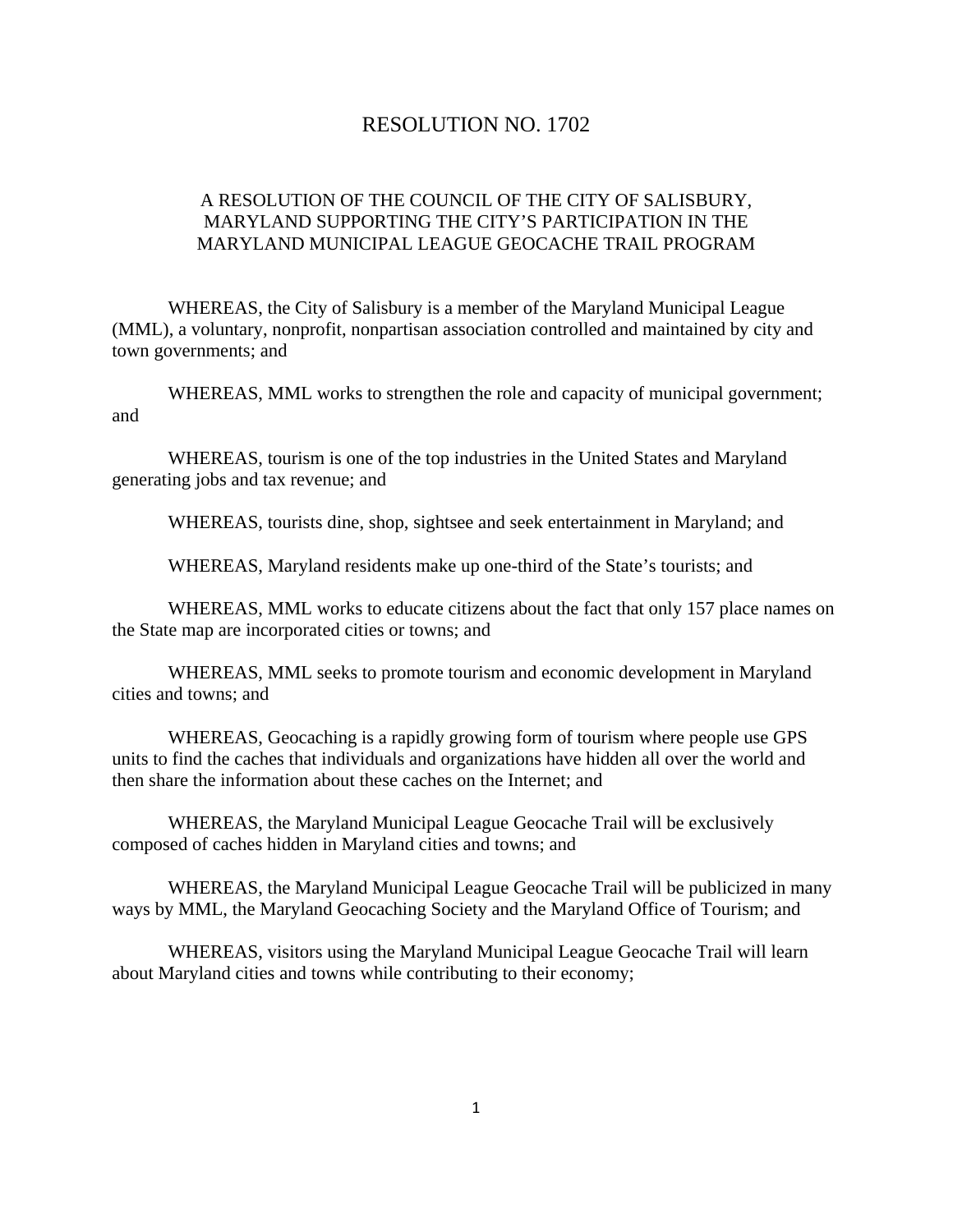# RESOLUTION NO. 1702

## A RESOLUTION OF THE COUNCIL OF THE CITY OF SALISBURY, MARYLAND SUPPORTING THE CITY'S PARTICIPATION IN THE MARYLAND MUNICIPAL LEAGUE GEOCACHE TRAIL PROGRAM

WHEREAS, the City of Salisbury is a member of the Maryland Municipal League (MML), a voluntary, nonprofit, nonpartisan association controlled and maintained by city and town governments; and

WHEREAS, MML works to strengthen the role and capacity of municipal government; and

WHEREAS, tourism is one of the top industries in the United States and Maryland generating jobs and tax revenue; and

WHEREAS, tourists dine, shop, sightsee and seek entertainment in Maryland; and

WHEREAS, Maryland residents make up one-third of the State's tourists; and

WHEREAS, MML works to educate citizens about the fact that only 157 place names on the State map are incorporated cities or towns; and

WHEREAS, MML seeks to promote tourism and economic development in Maryland cities and towns; and

WHEREAS, Geocaching is a rapidly growing form of tourism where people use GPS units to find the caches that individuals and organizations have hidden all over the world and then share the information about these caches on the Internet; and

WHEREAS, the Maryland Municipal League Geocache Trail will be exclusively composed of caches hidden in Maryland cities and towns; and

WHEREAS, the Maryland Municipal League Geocache Trail will be publicized in many ways by MML, the Maryland Geocaching Society and the Maryland Office of Tourism; and

WHEREAS, visitors using the Maryland Municipal League Geocache Trail will learn about Maryland cities and towns while contributing to their economy;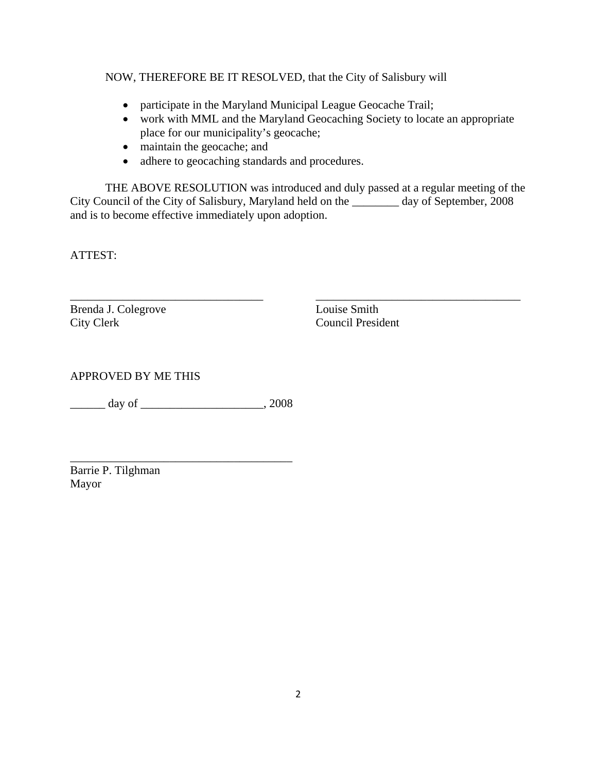NOW, THEREFORE BE IT RESOLVED, that the City of Salisbury will

- participate in the Maryland Municipal League Geocache Trail;
- work with MML and the Maryland Geocaching Society to locate an appropriate place for our municipality's geocache;
- maintain the geocache; and
- adhere to geocaching standards and procedures.

THE ABOVE RESOLUTION was introduced and duly passed at a regular meeting of the City Council of the City of Salisbury, Maryland held on the ________ day of September, 2008 and is to become effective immediately upon adoption.

ATTEST:

_________________________________

Brenda J. Colegrove
City Clerk

_________________________________

Louise Smith
Council President

APPROVED BY ME THIS

______ day of _____________________, 2008

_______________________________________

Barrie P. Tilghman
Mayor